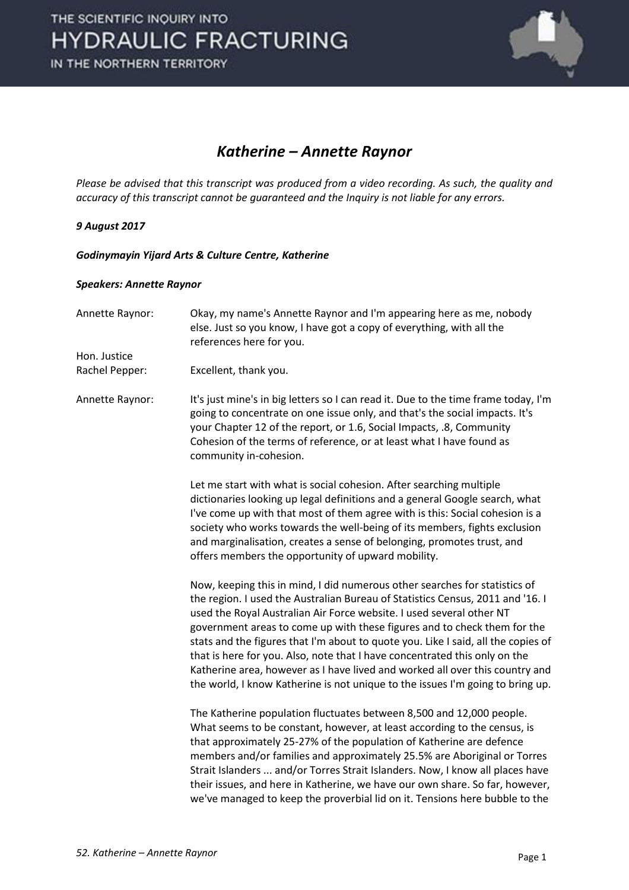# Katherine – Annette Raynor

*Please be advised that this transcript was produced from a video recording. As such, the quality and accuracy of this transcript cannot be guaranteed and the Inquiry is not liable for any errors.*

***9 August 2017***

***Godinymayin Yijard Arts & Culture Centre, Katherine***

***Speakers: Annette Raynor***

Annette Raynor: Okay, my name's Annette Raynor and I'm appearing here as me, nobody else. Just so you know, I have got a copy of everything, with all the references here for you.

Hon. Justice Rachel Pepper: Excellent, thank you.

Annette Raynor: It's just mine's in big letters so I can read it. Due to the time frame today, I'm going to concentrate on one issue only, and that's the social impacts. It's your Chapter 12 of the report, or 1.6, Social Impacts, .8, Community Cohesion of the terms of reference, or at least what I have found as community in-cohesion.

Let me start with what is social cohesion. After searching multiple dictionaries looking up legal definitions and a general Google search, what I've come up with that most of them agree with is this: Social cohesion is a society who works towards the well-being of its members, fights exclusion and marginalisation, creates a sense of belonging, promotes trust, and offers members the opportunity of upward mobility.

Now, keeping this in mind, I did numerous other searches for statistics of the region. I used the Australian Bureau of Statistics Census, 2011 and '16. I used the Royal Australian Air Force website. I used several other NT government areas to come up with these figures and to check them for the stats and the figures that I'm about to quote you. Like I said, all the copies of that is here for you. Also, note that I have concentrated this only on the Katherine area, however as I have lived and worked all over this country and the world, I know Katherine is not unique to the issues I'm going to bring up.

The Katherine population fluctuates between 8,500 and 12,000 people. What seems to be constant, however, at least according to the census, is that approximately 25-27% of the population of Katherine are defence members and/or families and approximately 25.5% are Aboriginal or Torres Strait Islanders ... and/or Torres Strait Islanders. Now, I know all places have their issues, and here in Katherine, we have our own share. So far, however, we've managed to keep the proverbial lid on it. Tensions here bubble to the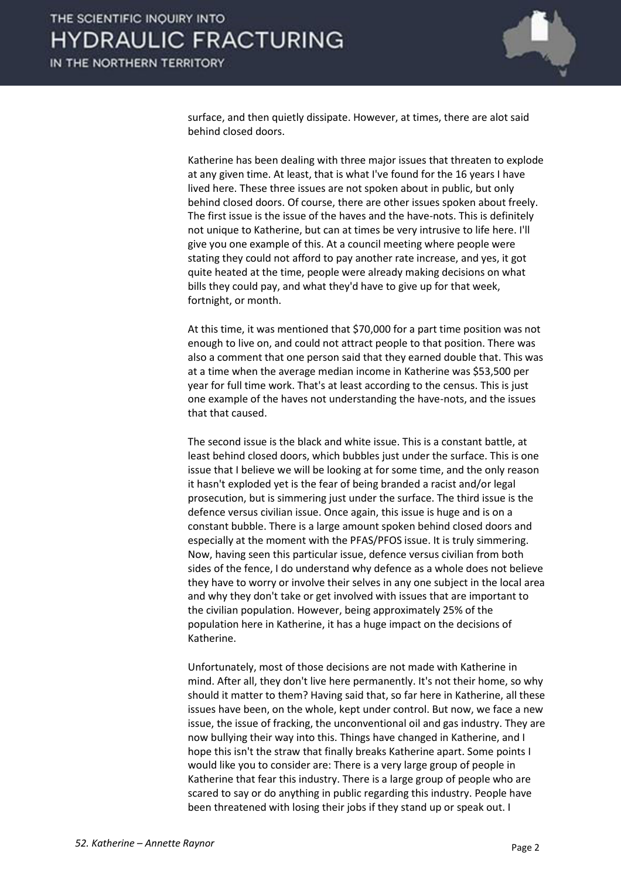surface, and then quietly dissipate. However, at times, there are alot said behind closed doors.

Katherine has been dealing with three major issues that threaten to explode at any given time. At least, that is what I've found for the 16 years I have lived here. These three issues are not spoken about in public, but only behind closed doors. Of course, there are other issues spoken about freely. The first issue is the issue of the haves and the have-nots. This is definitely not unique to Katherine, but can at times be very intrusive to life here. I'll give you one example of this. At a council meeting where people were stating they could not afford to pay another rate increase, and yes, it got quite heated at the time, people were already making decisions on what bills they could pay, and what they'd have to give up for that week, fortnight, or month.

At this time, it was mentioned that $70,000 for a part time position was not enough to live on, and could not attract people to that position. There was also a comment that one person said that they earned double that. This was at a time when the average median income in Katherine was $53,500 per year for full time work. That's at least according to the census. This is just one example of the haves not understanding the have-nots, and the issues that that caused.

The second issue is the black and white issue. This is a constant battle, at least behind closed doors, which bubbles just under the surface. This is one issue that I believe we will be looking at for some time, and the only reason it hasn't exploded yet is the fear of being branded a racist and/or legal prosecution, but is simmering just under the surface. The third issue is the defence versus civilian issue. Once again, this issue is huge and is on a constant bubble. There is a large amount spoken behind closed doors and especially at the moment with the PFAS/PFOS issue. It is truly simmering. Now, having seen this particular issue, defence versus civilian from both sides of the fence, I do understand why defence as a whole does not believe they have to worry or involve their selves in any one subject in the local area and why they don't take or get involved with issues that are important to the civilian population. However, being approximately 25% of the population here in Katherine, it has a huge impact on the decisions of Katherine.

Unfortunately, most of those decisions are not made with Katherine in mind. After all, they don't live here permanently. It's not their home, so why should it matter to them? Having said that, so far here in Katherine, all these issues have been, on the whole, kept under control. But now, we face a new issue, the issue of fracking, the unconventional oil and gas industry. They are now bullying their way into this. Things have changed in Katherine, and I hope this isn't the straw that finally breaks Katherine apart. Some points I would like you to consider are: There is a very large group of people in Katherine that fear this industry. There is a large group of people who are scared to say or do anything in public regarding this industry. People have been threatened with losing their jobs if they stand up or speak out. I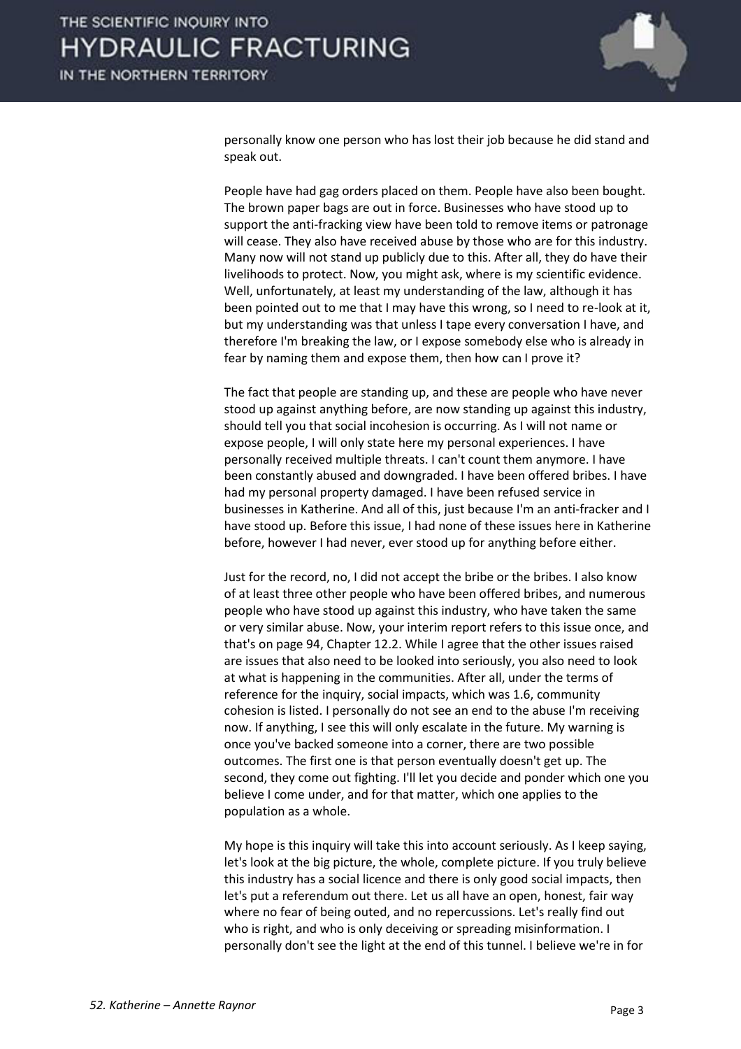personally know one person who has lost their job because he did stand and speak out.

People have had gag orders placed on them. People have also been bought. The brown paper bags are out in force. Businesses who have stood up to support the anti-fracking view have been told to remove items or patronage will cease. They also have received abuse by those who are for this industry. Many now will not stand up publicly due to this. After all, they do have their livelihoods to protect. Now, you might ask, where is my scientific evidence. Well, unfortunately, at least my understanding of the law, although it has been pointed out to me that I may have this wrong, so I need to re-look at it, but my understanding was that unless I tape every conversation I have, and therefore I'm breaking the law, or I expose somebody else who is already in fear by naming them and expose them, then how can I prove it?

The fact that people are standing up, and these are people who have never stood up against anything before, are now standing up against this industry, should tell you that social incohesion is occurring. As I will not name or expose people, I will only state here my personal experiences. I have personally received multiple threats. I can't count them anymore. I have been constantly abused and downgraded. I have been offered bribes. I have had my personal property damaged. I have been refused service in businesses in Katherine. And all of this, just because I'm an anti-fracker and I have stood up. Before this issue, I had none of these issues here in Katherine before, however I had never, ever stood up for anything before either.

Just for the record, no, I did not accept the bribe or the bribes. I also know of at least three other people who have been offered bribes, and numerous people who have stood up against this industry, who have taken the same or very similar abuse. Now, your interim report refers to this issue once, and that's on page 94, Chapter 12.2. While I agree that the other issues raised are issues that also need to be looked into seriously, you also need to look at what is happening in the communities. After all, under the terms of reference for the inquiry, social impacts, which was 1.6, community cohesion is listed. I personally do not see an end to the abuse I'm receiving now. If anything, I see this will only escalate in the future. My warning is once you've backed someone into a corner, there are two possible outcomes. The first one is that person eventually doesn't get up. The second, they come out fighting. I'll let you decide and ponder which one you believe I come under, and for that matter, which one applies to the population as a whole.

My hope is this inquiry will take this into account seriously. As I keep saying, let's look at the big picture, the whole, complete picture. If you truly believe this industry has a social licence and there is only good social impacts, then let's put a referendum out there. Let us all have an open, honest, fair way where no fear of being outed, and no repercussions. Let's really find out who is right, and who is only deceiving or spreading misinformation. I personally don't see the light at the end of this tunnel. I believe we're in for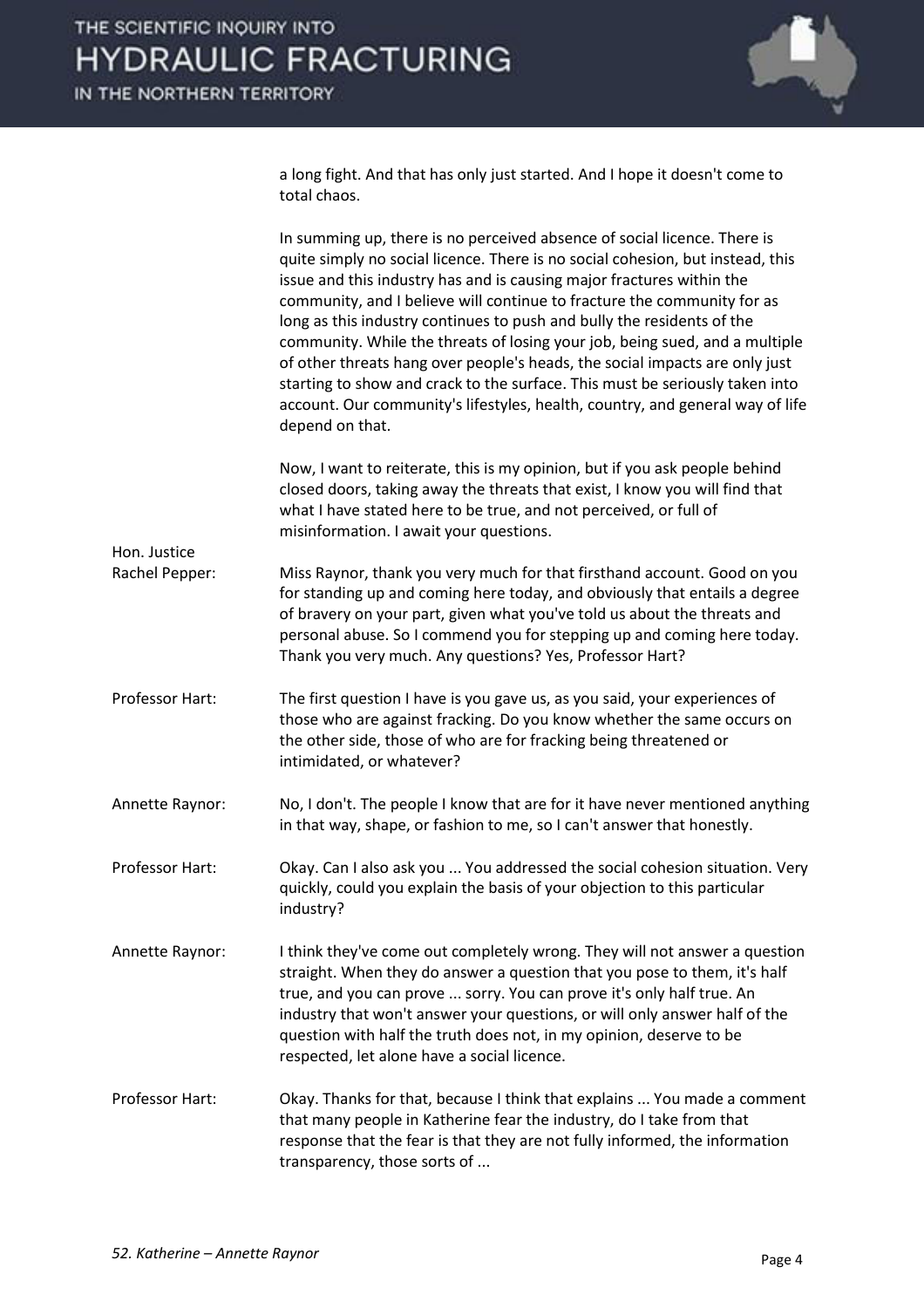a long fight. And that has only just started. And I hope it doesn't come to total chaos.

In summing up, there is no perceived absence of social licence. There is quite simply no social licence. There is no social cohesion, but instead, this issue and this industry has and is causing major fractures within the community, and I believe will continue to fracture the community for as long as this industry continues to push and bully the residents of the community. While the threats of losing your job, being sued, and a multiple of other threats hang over people's heads, the social impacts are only just starting to show and crack to the surface. This must be seriously taken into account. Our community's lifestyles, health, country, and general way of life depend on that.

Now, I want to reiterate, this is my opinion, but if you ask people behind closed doors, taking away the threats that exist, I know you will find that what I have stated here to be true, and not perceived, or full of misinformation. I await your questions.

**Hon. Justice Rachel Pepper:** Miss Raynor, thank you very much for that firsthand account. Good on you for standing up and coming here today, and obviously that entails a degree of bravery on your part, given what you've told us about the threats and personal abuse. So I commend you for stepping up and coming here today. Thank you very much. Any questions? Yes, Professor Hart?

**Professor Hart:** The first question I have is you gave us, as you said, your experiences of those who are against fracking. Do you know whether the same occurs on the other side, those of who are for fracking being threatened or intimidated, or whatever?

**Annette Raynor:** No, I don't. The people I know that are for it have never mentioned anything in that way, shape, or fashion to me, so I can't answer that honestly.

**Professor Hart:** Okay. Can I also ask you ... You addressed the social cohesion situation. Very quickly, could you explain the basis of your objection to this particular industry?

**Annette Raynor:** I think they've come out completely wrong. They will not answer a question straight. When they do answer a question that you pose to them, it's half true, and you can prove ... sorry. You can prove it's only half true. An industry that won't answer your questions, or will only answer half of the question with half the truth does not, in my opinion, deserve to be respected, let alone have a social licence.

**Professor Hart:** Okay. Thanks for that, because I think that explains ... You made a comment that many people in Katherine fear the industry, do I take from that response that the fear is that they are not fully informed, the information transparency, those sorts of ...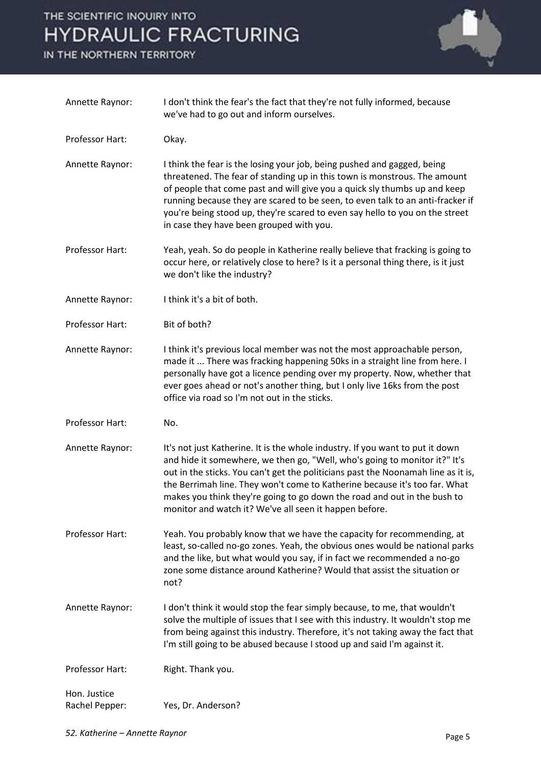Annette Raynor: I don't think the fear's the fact that they're not fully informed, because we've had to go out and inform ourselves.

Professor Hart: Okay.

Annette Raynor: I think the fear is the losing your job, being pushed and gagged, being threatened. The fear of standing up in this town is monstrous. The amount of people that come past and will give you a quick sly thumbs up and keep running because they are scared to be seen, to even talk to an anti-fracker if you're being stood up, they're scared to even say hello to you on the street in case they have been grouped with you.

Professor Hart: Yeah, yeah. So do people in Katherine really believe that fracking is going to occur here, or relatively close to here? Is it a personal thing there, is it just we don't like the industry?

Annette Raynor: I think it's a bit of both.

Professor Hart: Bit of both?

Annette Raynor: I think it's previous local member was not the most approachable person, made it ... There was fracking happening 50ks in a straight line from here. I personally have got a licence pending over my property. Now, whether that ever goes ahead or not's another thing, but I only live 16ks from the post office via road so I'm not out in the sticks.

Professor Hart: No.

Annette Raynor: It's not just Katherine. It is the whole industry. If you want to put it down and hide it somewhere, we then go, "Well, who's going to monitor it?" It's out in the sticks. You can't get the politicians past the Noonamah line as it is, the Berrimah line. They won't come to Katherine because it's too far. What makes you think they're going to go down the road and out in the bush to monitor and watch it? We've all seen it happen before.

Professor Hart: Yeah. You probably know that we have the capacity for recommending, at least, so-called no-go zones. Yeah, the obvious ones would be national parks and the like, but what would you say, if in fact we recommended a no-go zone some distance around Katherine? Would that assist the situation or not?

Annette Raynor: I don't think it would stop the fear simply because, to me, that wouldn't solve the multiple of issues that I see with this industry. It wouldn't stop me from being against this industry. Therefore, it's not taking away the fact that I'm still going to be abused because I stood up and said I'm against it.

Professor Hart: Right. Thank you.

Hon. Justice Rachel Pepper: Yes, Dr. Anderson?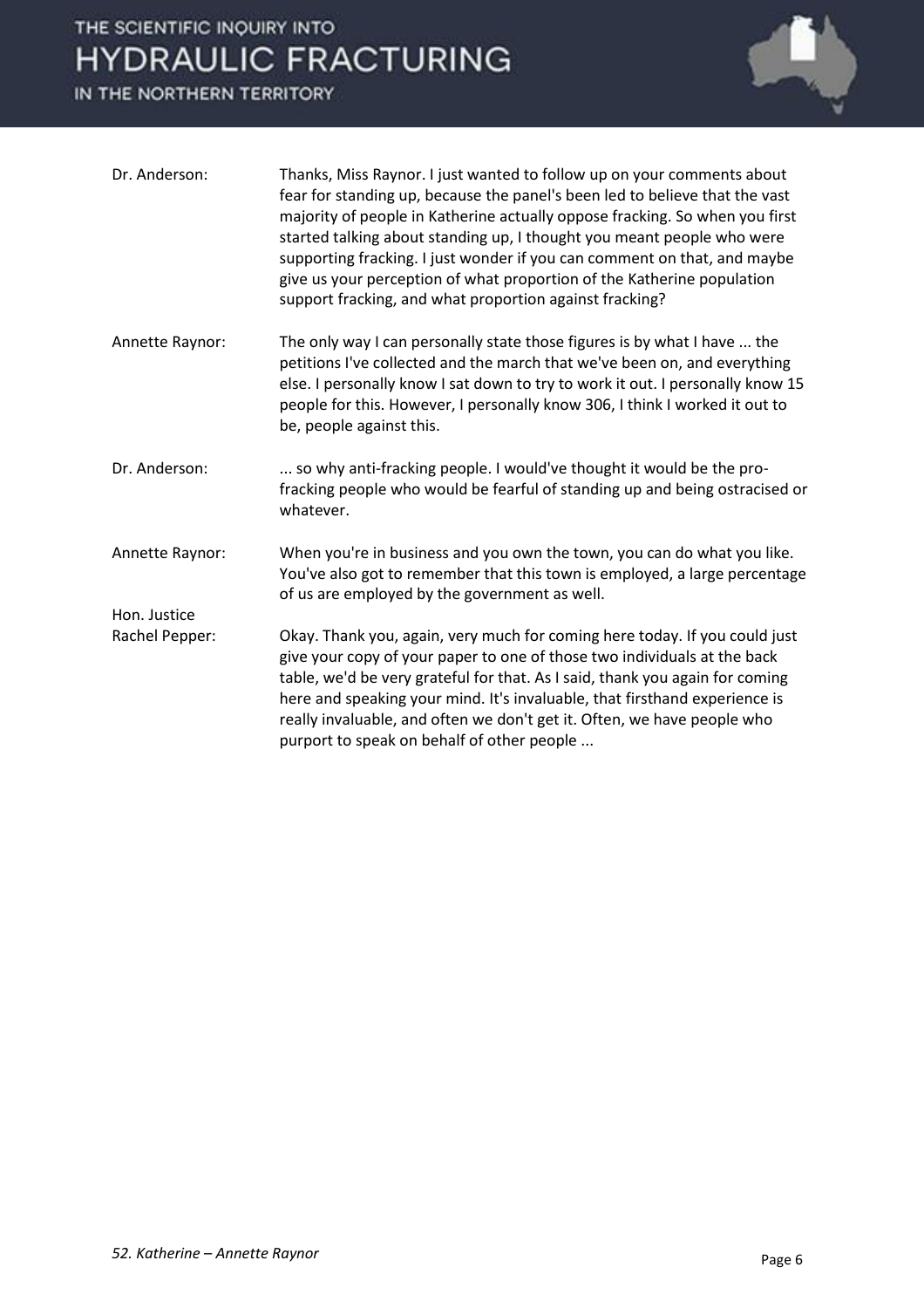**Dr. Anderson:** Thanks, Miss Raynor. I just wanted to follow up on your comments about fear for standing up, because the panel's been led to believe that the vast majority of people in Katherine actually oppose fracking. So when you first started talking about standing up, I thought you meant people who were supporting fracking. I just wonder if you can comment on that, and maybe give us your perception of what proportion of the Katherine population support fracking, and what proportion against fracking?

**Annette Raynor:** The only way I can personally state those figures is by what I have ... the petitions I've collected and the march that we've been on, and everything else. I personally know I sat down to try to work it out. I personally know 15 people for this. However, I personally know 306, I think I worked it out to be, people against this.

**Dr. Anderson:** ... so why anti-fracking people. I would've thought it would be the pro-fracking people who would be fearful of standing up and being ostracised or whatever.

**Annette Raynor:** When you're in business and you own the town, you can do what you like. You've also got to remember that this town is employed, a large percentage of us are employed by the government as well.

**Hon. Justice Rachel Pepper:** Okay. Thank you, again, very much for coming here today. If you could just give your copy of your paper to one of those two individuals at the back table, we'd be very grateful for that. As I said, thank you again for coming here and speaking your mind. It's invaluable, that firsthand experience is really invaluable, and often we don't get it. Often, we have people who purport to speak on behalf of other people ...